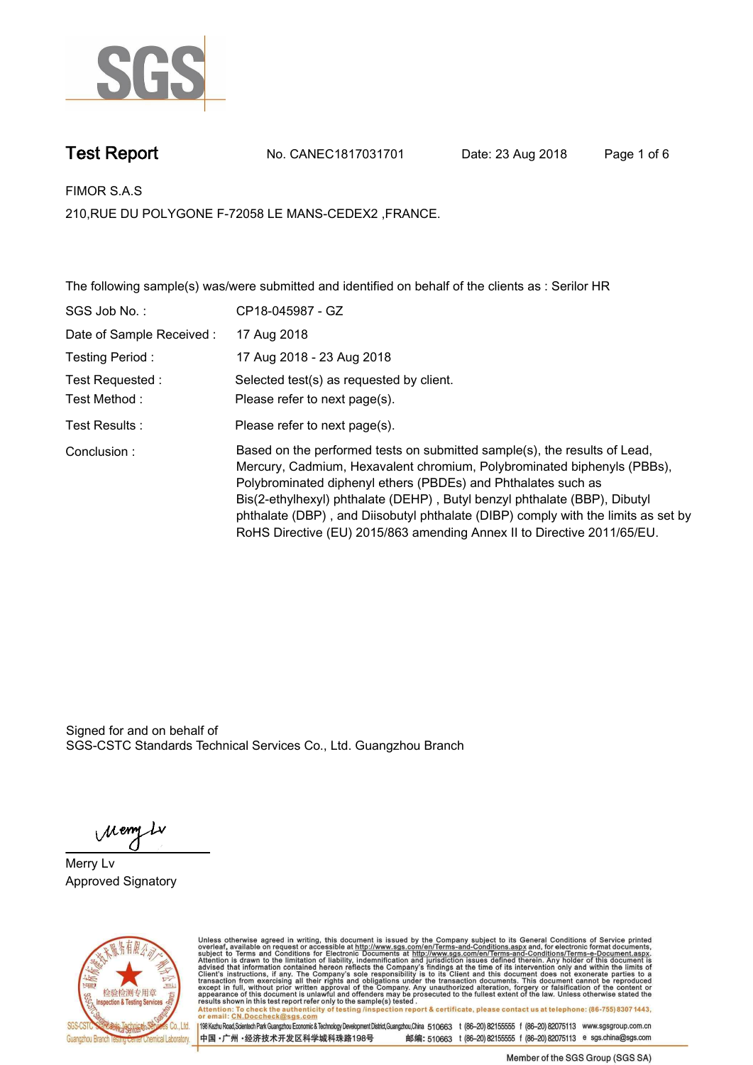SGS

# Test Report

No. CANEC1817031701　　Date: 23 Aug 2018

FIMOR S.A.S

210,RUE DU POLYGONE F-72058 LE MANS-CEDEX2 ,FRANCE.

The following sample(s) was/were submitted and identified on behalf of the clients as : Serilor HR

| | |
|---|---|
| SGS Job No. : | CP18-045987 - GZ |
| Date of Sample Received : | 17 Aug 2018 |
| Testing Period : | 17 Aug 2018 - 23 Aug 2018 |
| Test Requested : | Selected test(s) as requested by client. |
| Test Method : | Please refer to next page(s). |
| Test Results : | Please refer to next page(s). |
| Conclusion : | Based on the performed tests on submitted sample(s), the results of Lead, Mercury, Cadmium, Hexavalent chromium, Polybrominated biphenyls (PBBs), Polybrominated diphenyl ethers (PBDEs) and Phthalates such as Bis(2-ethylhexyl) phthalate (DEHP) , Butyl benzyl phthalate (BBP), Dibutyl phthalate (DBP) , and Diisobutyl phthalate (DIBP) comply with the limits as set by RoHS Directive (EU) 2015/863 amending Annex II to Directive 2011/65/EU. |

Signed for and on behalf of
SGS-CSTC Standards Technical Services Co., Ltd. Guangzhou Branch

Merry Lv
Approved Signatory

Unless otherwise agreed in writing, this document is issued by the Company subject to its General Conditions of Service printed overleaf, available on request or accessible at http://www.sgs.com/en/Terms-and-Conditions.aspx and, for electronic format documents, subject to Terms and Conditions for Electronic Documents at http://www.sgs.com/en/Terms-and-Conditions/Terms-e-Document.aspx. Attention is drawn to the limitation of liability, indemnification and jurisdiction issues defined therein. Any holder of this document is advised that information contained hereon reflects the Company's findings at the time of its intervention only and within the limits of Client's instructions, if any. The Company's sole responsibility is to its Client and this document does not exonerate parties to a transaction from exercising all their rights and obligations under the transaction documents. This document cannot be reproduced except in full, without prior written approval of the Company. Any unauthorized alteration, forgery or falsification of the content or appearance of this document is unlawful and offenders may be prosecuted to the fullest extent of the law. Unless otherwise stated the results shown in this test report refer only to the sample(s) tested.

Attention: To check the authenticity of testing /inspection report & certificate, please contact us at telephone: (86-755) 8307 1443, or email: CN.Doccheck@sgs.com

198 Kezhu Road,Scientech Park Guangzhou Economic & Technology Development District,Guangzhou,China 510663 t (86-20) 82155555 f (86-20) 82075113 www.sgsgroup.com.cn

中国 •广州 •经济技术开发区科学城科珠路198号 邮编: 510663 t (86-20) 82155555 f (86-20) 82075113 e sgs.china@sgs.com

Member of the SGS Group (SGS SA)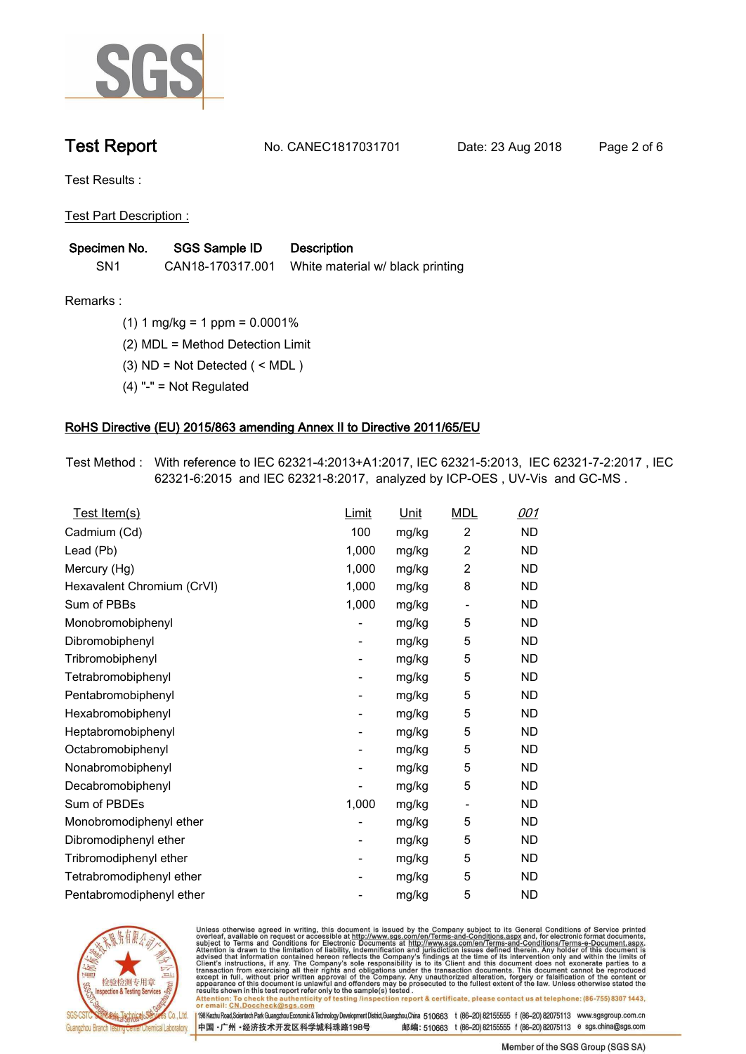# Test Report

No. CANEC1817031701 Date: 23 Aug 2018

Test Results :

Test Part Description :

| Specimen No. | SGS Sample ID | Description |
|---|---|---|
| SN1 | CAN18-170317.001 | White material w/ black printing |

Remarks :

(1) 1 mg/kg = 1 ppm = 0.0001%

(2) MDL = Method Detection Limit

(3) ND = Not Detected ( < MDL )

(4) "-" = Not Regulated

## RoHS Directive (EU) 2015/863 amending Annex II to Directive 2011/65/EU

Test Method : With reference to IEC 62321-4:2013+A1:2017, IEC 62321-5:2013, IEC 62321-7-2:2017 , IEC 62321-6:2015 and IEC 62321-8:2017, analyzed by ICP-OES , UV-Vis and GC-MS .

| Test Item(s) | Limit | Unit | MDL | 001 |
|---|---|---|---|---|
| Cadmium (Cd) | 100 | mg/kg | 2 | ND |
| Lead (Pb) | 1,000 | mg/kg | 2 | ND |
| Mercury (Hg) | 1,000 | mg/kg | 2 | ND |
| Hexavalent Chromium (CrVI) | 1,000 | mg/kg | 8 | ND |
| Sum of PBBs | 1,000 | mg/kg | - | ND |
| Monobromobiphenyl | - | mg/kg | 5 | ND |
| Dibromobiphenyl | - | mg/kg | 5 | ND |
| Tribromobiphenyl | - | mg/kg | 5 | ND |
| Tetrabromobiphenyl | - | mg/kg | 5 | ND |
| Pentabromobiphenyl | - | mg/kg | 5 | ND |
| Hexabromobiphenyl | - | mg/kg | 5 | ND |
| Heptabromobiphenyl | - | mg/kg | 5 | ND |
| Octabromobiphenyl | - | mg/kg | 5 | ND |
| Nonabromobiphenyl | - | mg/kg | 5 | ND |
| Decabromobiphenyl | - | mg/kg | 5 | ND |
| Sum of PBDEs | 1,000 | mg/kg | - | ND |
| Monobromodiphenyl ether | - | mg/kg | 5 | ND |
| Dibromodiphenyl ether | - | mg/kg | 5 | ND |
| Tribromodiphenyl ether | - | mg/kg | 5 | ND |
| Tetrabromodiphenyl ether | - | mg/kg | 5 | ND |
| Pentabromodiphenyl ether | - | mg/kg | 5 | ND |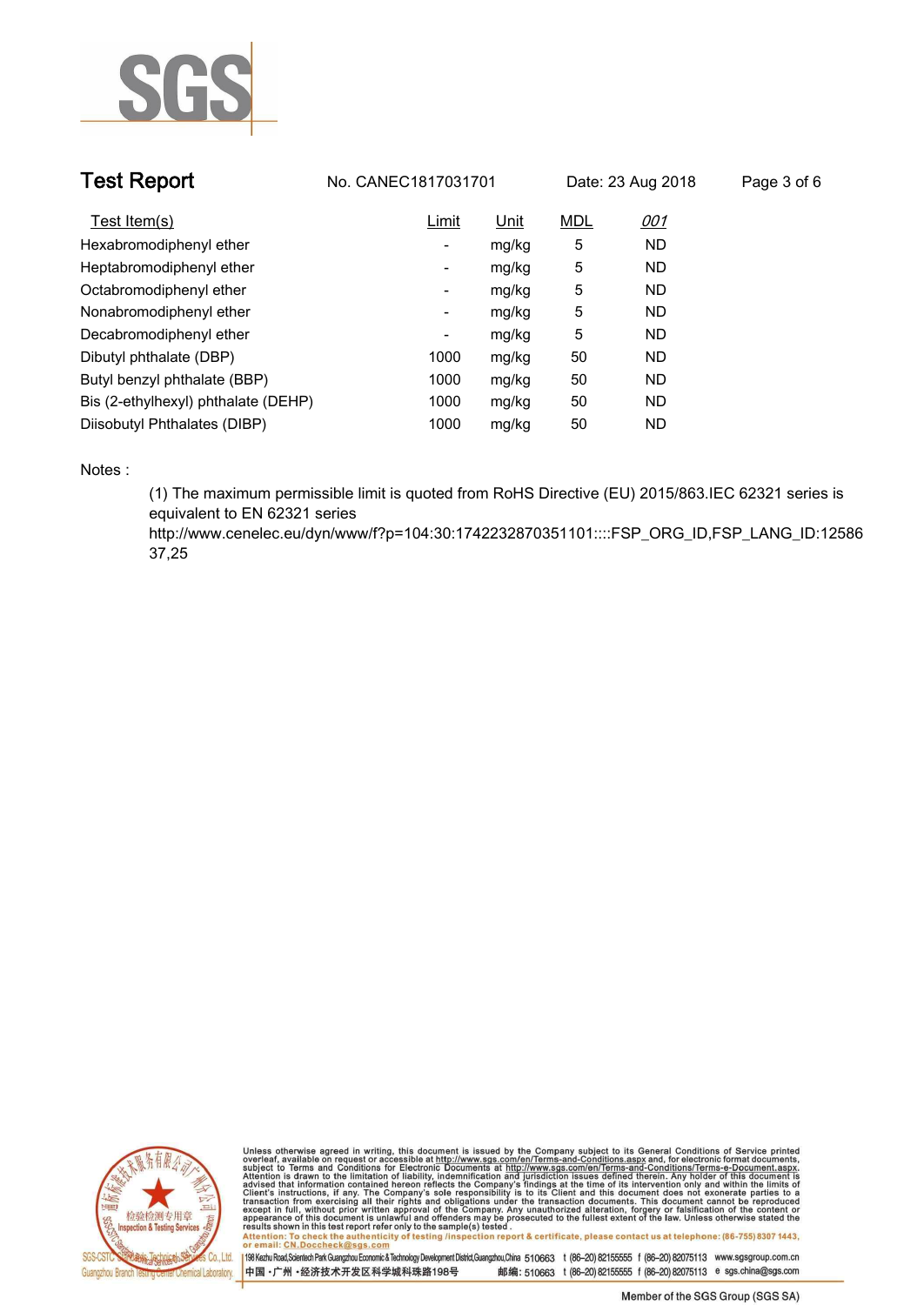## Test Report

No. CANEC1817031701 Date: 23 Aug 2018

| Test Item(s) | Limit | Unit | MDL | 001 |
|---|---|---|---|---|
| Hexabromodiphenyl ether | - | mg/kg | 5 | ND |
| Heptabromodiphenyl ether | - | mg/kg | 5 | ND |
| Octabromodiphenyl ether | - | mg/kg | 5 | ND |
| Nonabromodiphenyl ether | - | mg/kg | 5 | ND |
| Decabromodiphenyl ether | - | mg/kg | 5 | ND |
| Dibutyl phthalate (DBP) | 1000 | mg/kg | 50 | ND |
| Butyl benzyl phthalate (BBP) | 1000 | mg/kg | 50 | ND |
| Bis (2-ethylhexyl) phthalate (DEHP) | 1000 | mg/kg | 50 | ND |
| Diisobutyl Phthalates (DIBP) | 1000 | mg/kg | 50 | ND |

Notes :

(1) The maximum permissible limit is quoted from RoHS Directive (EU) 2015/863.IEC 62321 series is equivalent to EN 62321 series
http://www.cenelec.eu/dyn/www/f?p=104:30:1742232870351101::::FSP_ORG_ID,FSP_LANG_ID:1258637,25

Unless otherwise agreed in writing, this document is issued by the Company subject to its General Conditions of Service printed overleaf, available on request or accessible at http://www.sgs.com/en/Terms-and-Conditions.aspx and, for electronic format documents, subject to Terms and Conditions for Electronic Documents at http://www.sgs.com/en/Terms-and-Conditions/Terms-e-Document.aspx. Attention is drawn to the limitation of liability, indemnification and jurisdiction issues defined therein. Any holder of this document is advised that information contained hereon reflects the Company's findings at the time of its intervention only and within the limits of Client's instructions, if any. The Company's sole responsibility is to its Client and this document does not exonerate parties to a transaction from exercising all their rights and obligations under the transaction documents. This document cannot be reproduced except in full, without prior written approval of the Company. Any unauthorized alteration, forgery or falsification of the content or appearance of this document is unlawful and offenders may be prosecuted to the fullest extent of the law. Unless otherwise stated the results shown in this test report refer only to the sample(s) tested .
Attention: To check the authenticity of testing /inspection report & certificate, please contact us at telephone: (86-755) 8307 1443, or email: CN.Doccheck@sgs.com

198 Kezhu Road,Scientech Park Guangzhou Economic & Technology Development District,Guangzhou,China 510663 t (86-20) 82155555 f (86-20) 82075113 www.sgsgroup.com.cn
中国・广州・经济技术开发区科学城科珠路198号 邮编: 510663 t (86-20) 82155555 f (86-20) 82075113 e sgs.china@sgs.com

Member of the SGS Group (SGS SA)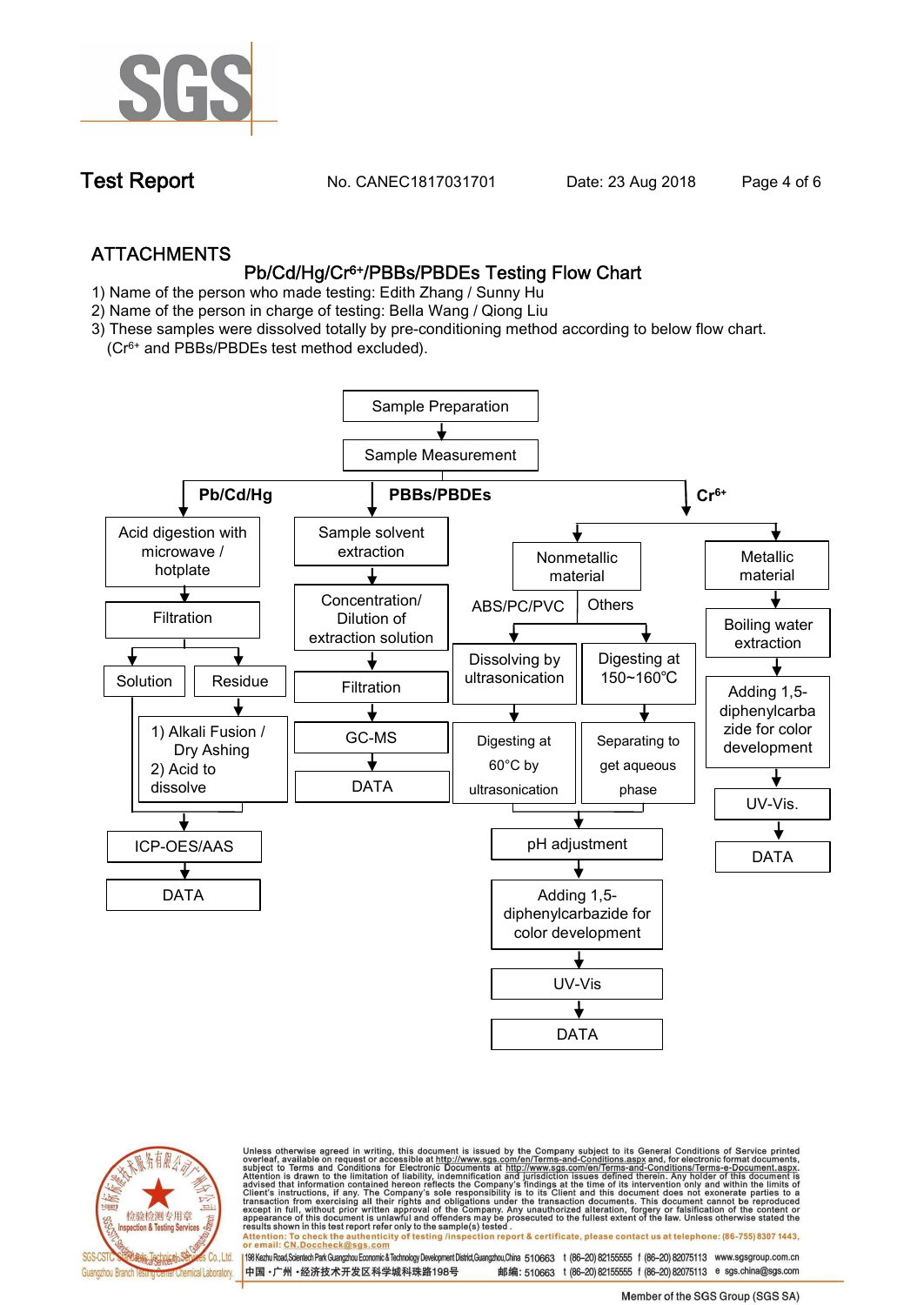## ATTACHMENTS

### Pb/Cd/Hg/$Cr^{6+}$/PBBs/PBDEs Testing Flow Chart

1) Name of the person who made testing: Edith Zhang / Sunny Hu
2) Name of the person in charge of testing: Bella Wang / Qiong Liu
3) These samples were dissolved totally by pre-conditioning method according to below flow chart. ($Cr^{6+}$ and PBBs/PBDEs test method excluded).

Sample Preparation → Sample Measurement

**Pb/Cd/Hg**
- Acid digestion with microwave / hotplate → Filtration
  - Solution → ICP-OES/AAS
  - Residue → 1) Alkali Fusion / Dry Ashing 2) Acid to dissolve → ICP-OES/AAS
- ICP-OES/AAS → DATA

**PBBs/PBDEs**
- Sample solvent extraction → Concentration/ Dilution of extraction solution → Filtration → GC-MS → DATA

**$Cr^{6+}$**
- Nonmetallic material
  - ABS/PC/PVC: Dissolving by ultrasonication → Digesting at 60°C by ultrasonication
  - Others: Digesting at 150~160℃ → Separating to get aqueous phase
  - → pH adjustment → Adding 1,5-diphenylcarbazide for color development → UV-Vis → DATA
- Metallic material
  - Boiling water extraction → Adding 1,5-diphenylcarbazide for color development → UV-Vis. → DATA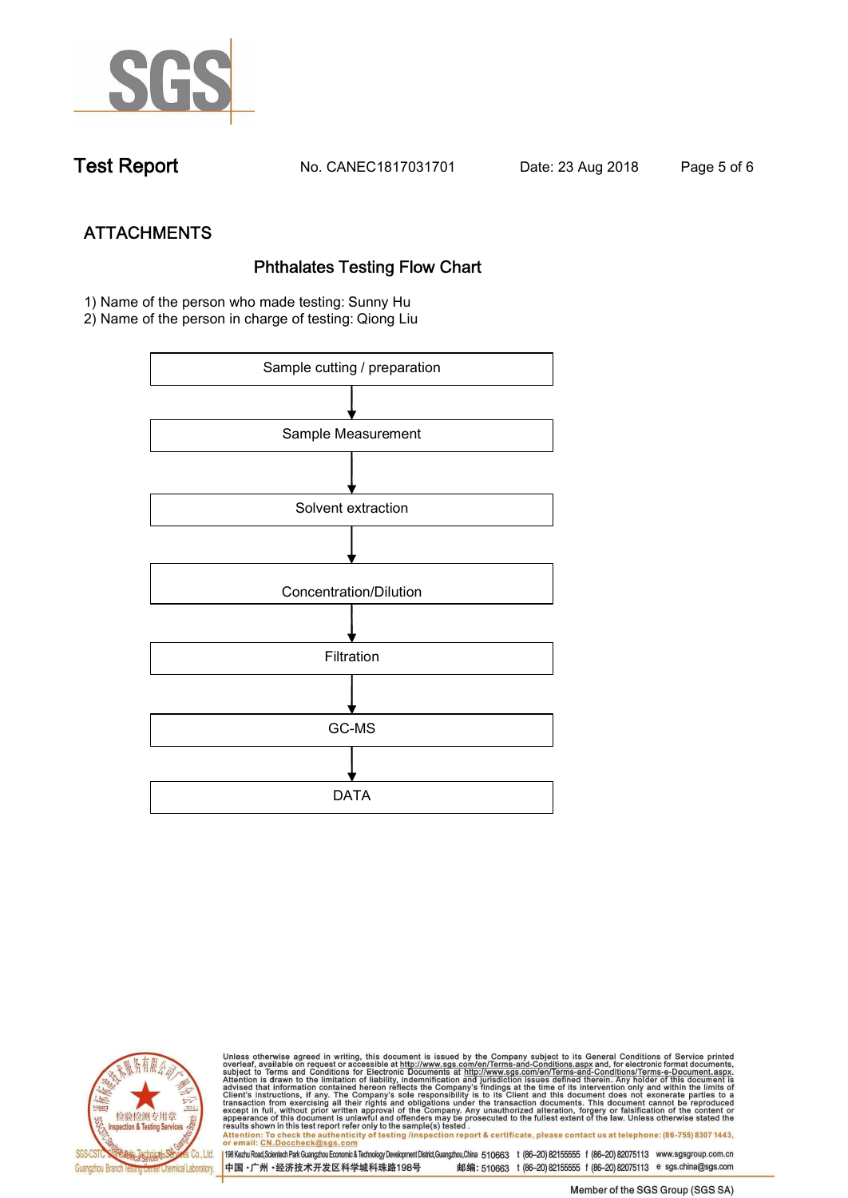## ATTACHMENTS

### Phthalates Testing Flow Chart

1) Name of the person who made testing: Sunny Hu
2) Name of the person in charge of testing: Qiong Liu

Sample cutting / preparation

↓

Sample Measurement

↓

Solvent extraction

↓

Concentration/Dilution

↓

Filtration

↓

GC-MS

↓

DATA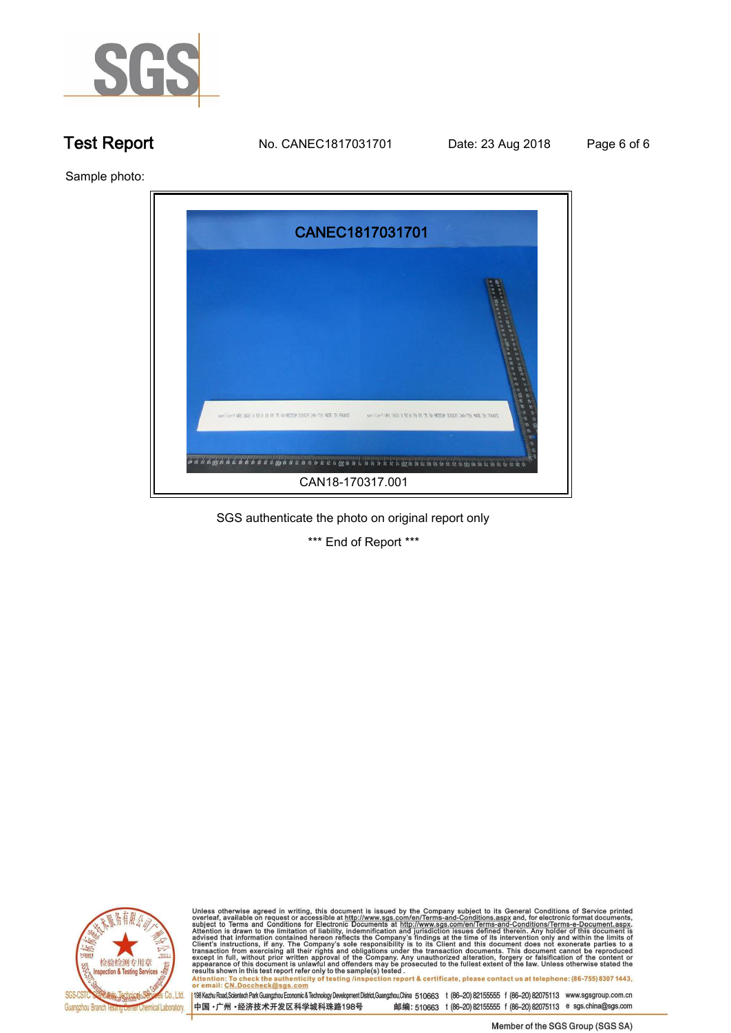# Test Report

No. CANEC1817031701 Date: 23 Aug 2018

Sample photo:

CANEC1817031701

CAN18-170317.001

SGS authenticate the photo on original report only

*** End of Report ***

Unless otherwise agreed in writing, this document is issued by the Company subject to its General Conditions of Service printed overleaf, available on request or accessible at http://www.sgs.com/en/Terms-and-Conditions.aspx and, for electronic format documents, subject to Terms and Conditions for Electronic Documents at http://www.sgs.com/en/Terms-and-Conditions/Terms-e-Document.aspx. Attention is drawn to the limitation of liability, indemnification and jurisdiction issues defined therein. Any holder of this document is advised that information contained hereon reflects the Company's findings at the time of its intervention only and within the limits of Client's instructions, if any. The Company's sole responsibility is to its Client and this document does not exonerate parties to a transaction from exercising all their rights and obligations under the transaction documents. This document cannot be reproduced except in full, without prior written approval of the Company. Any unauthorized alteration, forgery or falsification of the content or appearance of this document is unlawful and offenders may be prosecuted to the fullest extent of the law. Unless otherwise stated the results shown in this test report refer only to the sample(s) tested .

Attention: To check the authenticity of testing /inspection report & certificate, please contact us at telephone: (86-755) 8307 1443, or email: CN.Doccheck@sgs.com

198 Kezhu Road,Scientech Park Guangzhou Economic & Technology Development District,Guangzhou,China 510663 t (86-20) 82155555 f (86-20) 82075113 www.sgsgroup.com.cn

中国・广州・经济技术开发区科学城科珠路198号 邮编: 510663 t (86-20) 82155555 f (86-20) 82075113 e sgs.china@sgs.com

Member of the SGS Group (SGS SA)